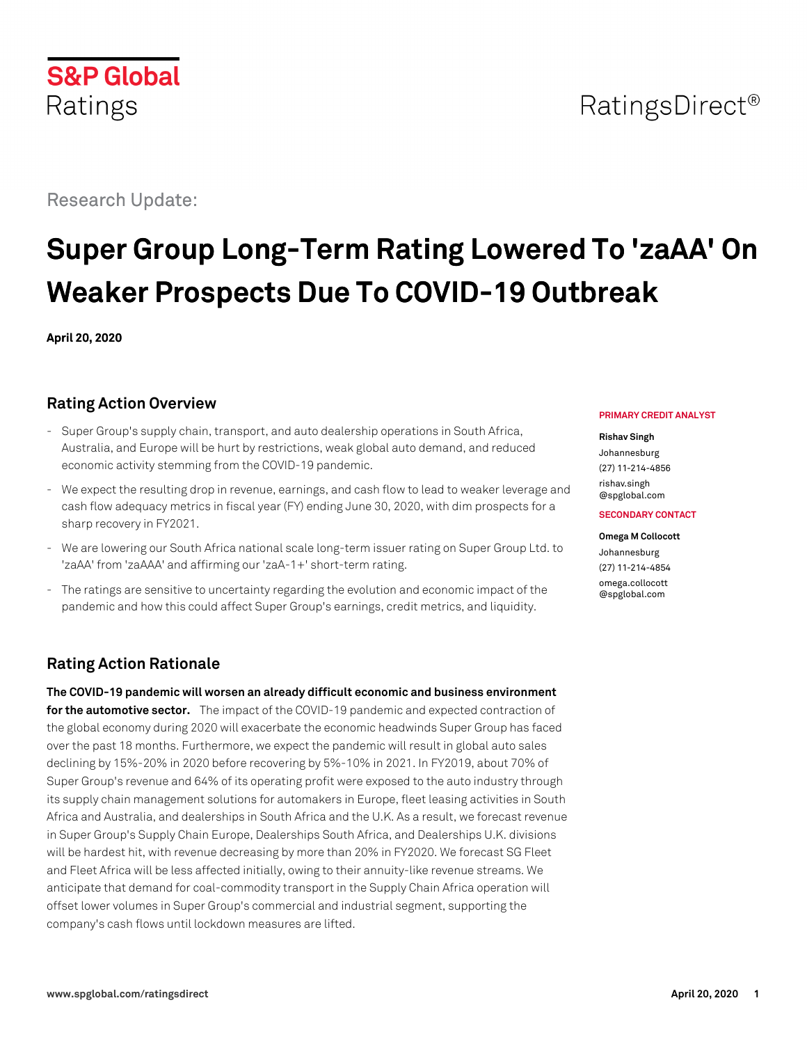S&P Global Ratings

RatingsDirect®

Research Update:

# Super Group Long-Term Rating Lowered To 'zaAA' On Weaker Prospects Due To COVID-19 Outbreak

**April 20, 2020**

**PRIMARY CREDIT ANALYST**

**Rishav Singh**
Johannesburg
(27) 11-214-4856
rishav.singh@spglobal.com

**SECONDARY CONTACT**

**Omega M Collocott**
Johannesburg
(27) 11-214-4854
omega.collocott@spglobal.com

## Rating Action Overview

- Super Group's supply chain, transport, and auto dealership operations in South Africa, Australia, and Europe will be hurt by restrictions, weak global auto demand, and reduced economic activity stemming from the COVID-19 pandemic.
- We expect the resulting drop in revenue, earnings, and cash flow to lead to weaker leverage and cash flow adequacy metrics in fiscal year (FY) ending June 30, 2020, with dim prospects for a sharp recovery in FY2021.
- We are lowering our South Africa national scale long-term issuer rating on Super Group Ltd. to 'zaAA' from 'zaAAA' and affirming our 'zaA-1+' short-term rating.
- The ratings are sensitive to uncertainty regarding the evolution and economic impact of the pandemic and how this could affect Super Group's earnings, credit metrics, and liquidity.

## Rating Action Rationale

**The COVID-19 pandemic will worsen an already difficult economic and business environment for the automotive sector.** The impact of the COVID-19 pandemic and expected contraction of the global economy during 2020 will exacerbate the economic headwinds Super Group has faced over the past 18 months. Furthermore, we expect the pandemic will result in global auto sales declining by 15%-20% in 2020 before recovering by 5%-10% in 2021. In FY2019, about 70% of Super Group's revenue and 64% of its operating profit were exposed to the auto industry through its supply chain management solutions for automakers in Europe, fleet leasing activities in South Africa and Australia, and dealerships in South Africa and the U.K. As a result, we forecast revenue in Super Group's Supply Chain Europe, Dealerships South Africa, and Dealerships U.K. divisions will be hardest hit, with revenue decreasing by more than 20% in FY2020. We forecast SG Fleet and Fleet Africa will be less affected initially, owing to their annuity-like revenue streams. We anticipate that demand for coal-commodity transport in the Supply Chain Africa operation will offset lower volumes in Super Group's commercial and industrial segment, supporting the company's cash flows until lockdown measures are lifted.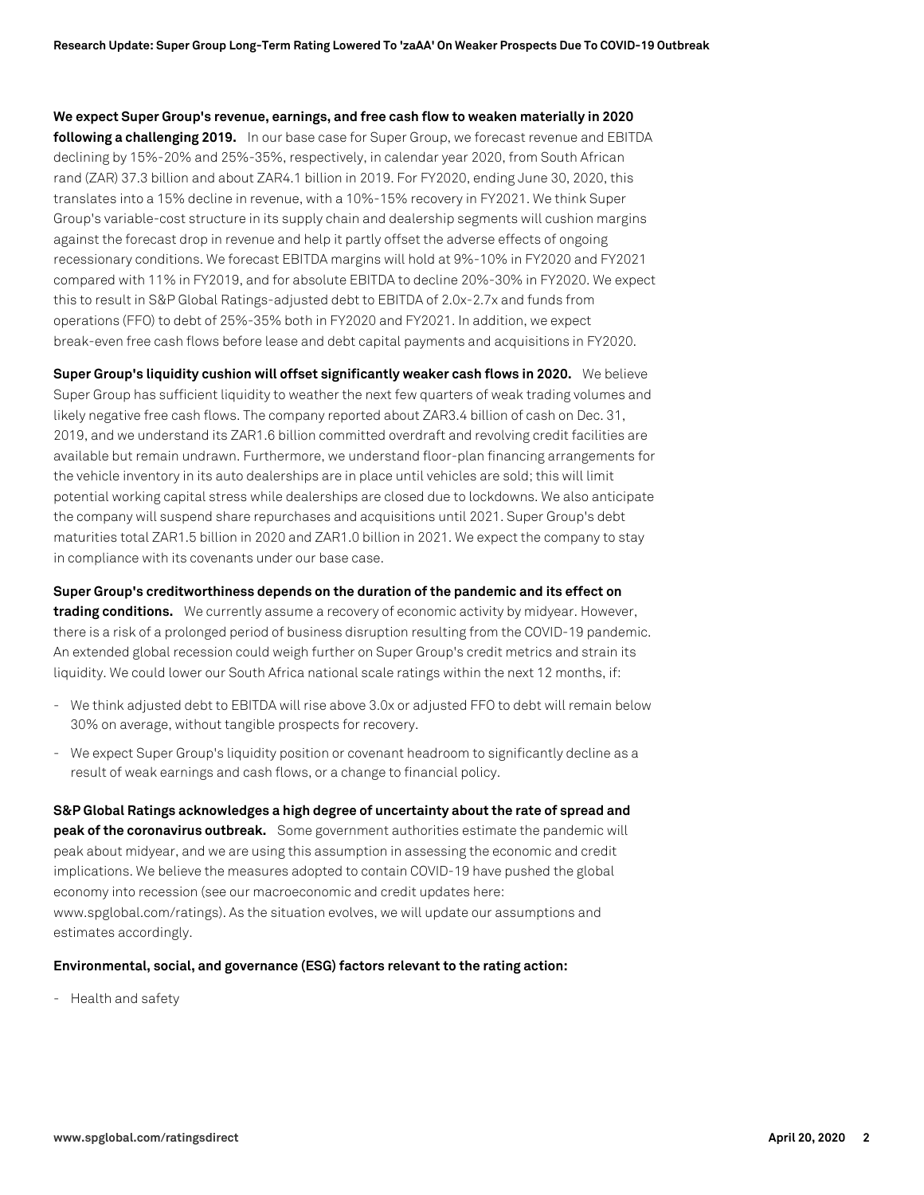**We expect Super Group's revenue, earnings, and free cash flow to weaken materially in 2020 following a challenging 2019.** In our base case for Super Group, we forecast revenue and EBITDA declining by 15%-20% and 25%-35%, respectively, in calendar year 2020, from South African rand (ZAR) 37.3 billion and about ZAR4.1 billion in 2019. For FY2020, ending June 30, 2020, this translates into a 15% decline in revenue, with a 10%-15% recovery in FY2021. We think Super Group's variable-cost structure in its supply chain and dealership segments will cushion margins against the forecast drop in revenue and help it partly offset the adverse effects of ongoing recessionary conditions. We forecast EBITDA margins will hold at 9%-10% in FY2020 and FY2021 compared with 11% in FY2019, and for absolute EBITDA to decline 20%-30% in FY2020. We expect this to result in S&P Global Ratings-adjusted debt to EBITDA of 2.0x-2.7x and funds from operations (FFO) to debt of 25%-35% both in FY2020 and FY2021. In addition, we expect break-even free cash flows before lease and debt capital payments and acquisitions in FY2020.

**Super Group's liquidity cushion will offset significantly weaker cash flows in 2020.** We believe Super Group has sufficient liquidity to weather the next few quarters of weak trading volumes and likely negative free cash flows. The company reported about ZAR3.4 billion of cash on Dec. 31, 2019, and we understand its ZAR1.6 billion committed overdraft and revolving credit facilities are available but remain undrawn. Furthermore, we understand floor-plan financing arrangements for the vehicle inventory in its auto dealerships are in place until vehicles are sold; this will limit potential working capital stress while dealerships are closed due to lockdowns. We also anticipate the company will suspend share repurchases and acquisitions until 2021. Super Group's debt maturities total ZAR1.5 billion in 2020 and ZAR1.0 billion in 2021. We expect the company to stay in compliance with its covenants under our base case.

**Super Group's creditworthiness depends on the duration of the pandemic and its effect on trading conditions.** We currently assume a recovery of economic activity by midyear. However, there is a risk of a prolonged period of business disruption resulting from the COVID-19 pandemic. An extended global recession could weigh further on Super Group's credit metrics and strain its liquidity. We could lower our South Africa national scale ratings within the next 12 months, if:

- We think adjusted debt to EBITDA will rise above 3.0x or adjusted FFO to debt will remain below 30% on average, without tangible prospects for recovery.
- We expect Super Group's liquidity position or covenant headroom to significantly decline as a result of weak earnings and cash flows, or a change to financial policy.

**S&P Global Ratings acknowledges a high degree of uncertainty about the rate of spread and peak of the coronavirus outbreak.** Some government authorities estimate the pandemic will peak about midyear, and we are using this assumption in assessing the economic and credit implications. We believe the measures adopted to contain COVID-19 have pushed the global economy into recession (see our macroeconomic and credit updates here: www.spglobal.com/ratings). As the situation evolves, we will update our assumptions and estimates accordingly.

**Environmental, social, and governance (ESG) factors relevant to the rating action:**

- Health and safety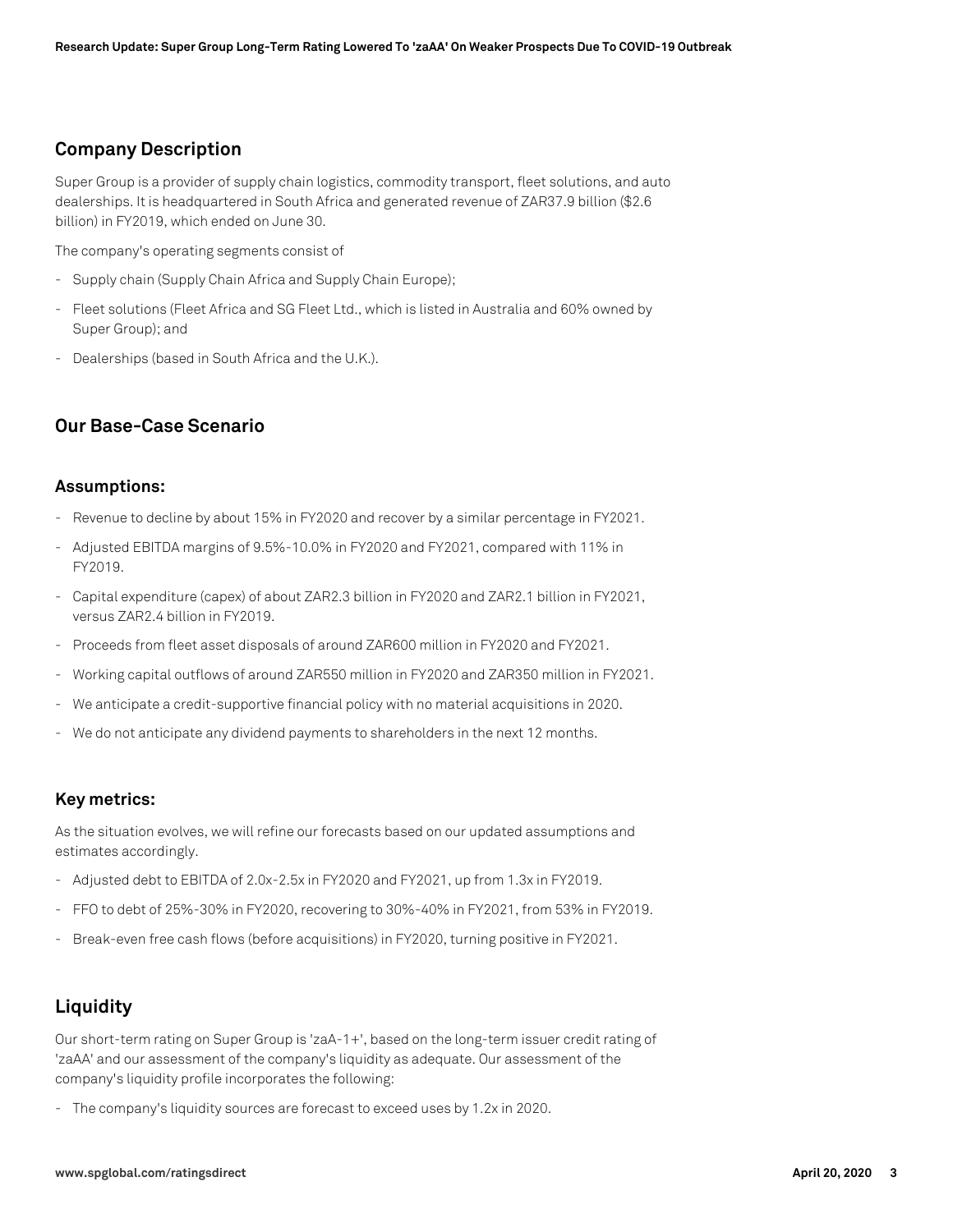## Company Description

Super Group is a provider of supply chain logistics, commodity transport, fleet solutions, and auto dealerships. It is headquartered in South Africa and generated revenue of ZAR37.9 billion ($2.6 billion) in FY2019, which ended on June 30.

The company's operating segments consist of

- Supply chain (Supply Chain Africa and Supply Chain Europe);
- Fleet solutions (Fleet Africa and SG Fleet Ltd., which is listed in Australia and 60% owned by Super Group); and
- Dealerships (based in South Africa and the U.K.).

## Our Base-Case Scenario

### Assumptions:

- Revenue to decline by about 15% in FY2020 and recover by a similar percentage in FY2021.
- Adjusted EBITDA margins of 9.5%-10.0% in FY2020 and FY2021, compared with 11% in FY2019.
- Capital expenditure (capex) of about ZAR2.3 billion in FY2020 and ZAR2.1 billion in FY2021, versus ZAR2.4 billion in FY2019.
- Proceeds from fleet asset disposals of around ZAR600 million in FY2020 and FY2021.
- Working capital outflows of around ZAR550 million in FY2020 and ZAR350 million in FY2021.
- We anticipate a credit-supportive financial policy with no material acquisitions in 2020.
- We do not anticipate any dividend payments to shareholders in the next 12 months.

### Key metrics:

As the situation evolves, we will refine our forecasts based on our updated assumptions and estimates accordingly.

- Adjusted debt to EBITDA of 2.0x-2.5x in FY2020 and FY2021, up from 1.3x in FY2019.
- FFO to debt of 25%-30% in FY2020, recovering to 30%-40% in FY2021, from 53% in FY2019.
- Break-even free cash flows (before acquisitions) in FY2020, turning positive in FY2021.

## Liquidity

Our short-term rating on Super Group is 'zaA-1+', based on the long-term issuer credit rating of 'zaAA' and our assessment of the company's liquidity as adequate. Our assessment of the company's liquidity profile incorporates the following:

- The company's liquidity sources are forecast to exceed uses by 1.2x in 2020.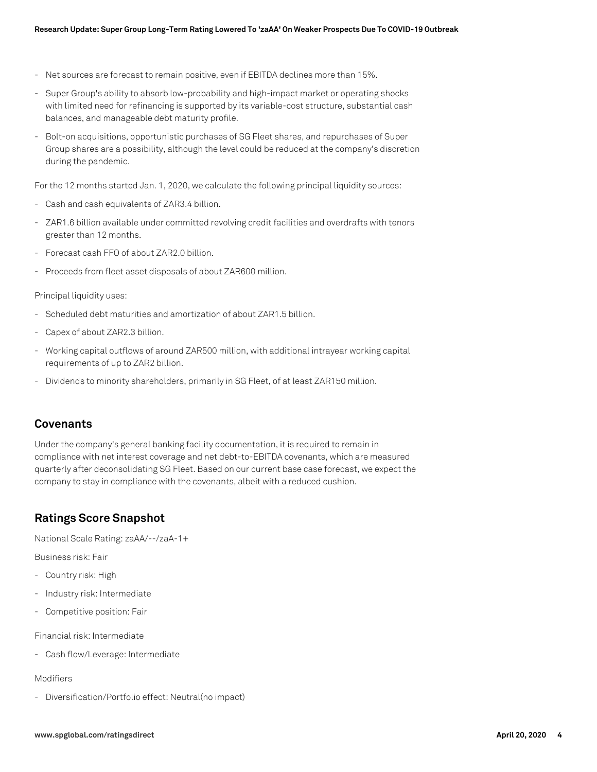- Net sources are forecast to remain positive, even if EBITDA declines more than 15%.
- Super Group's ability to absorb low-probability and high-impact market or operating shocks with limited need for refinancing is supported by its variable-cost structure, substantial cash balances, and manageable debt maturity profile.
- Bolt-on acquisitions, opportunistic purchases of SG Fleet shares, and repurchases of Super Group shares are a possibility, although the level could be reduced at the company's discretion during the pandemic.

For the 12 months started Jan. 1, 2020, we calculate the following principal liquidity sources:

- Cash and cash equivalents of ZAR3.4 billion.
- ZAR1.6 billion available under committed revolving credit facilities and overdrafts with tenors greater than 12 months.
- Forecast cash FFO of about ZAR2.0 billion.
- Proceeds from fleet asset disposals of about ZAR600 million.

Principal liquidity uses:

- Scheduled debt maturities and amortization of about ZAR1.5 billion.
- Capex of about ZAR2.3 billion.
- Working capital outflows of around ZAR500 million, with additional intrayear working capital requirements of up to ZAR2 billion.
- Dividends to minority shareholders, primarily in SG Fleet, of at least ZAR150 million.

## Covenants

Under the company's general banking facility documentation, it is required to remain in compliance with net interest coverage and net debt-to-EBITDA covenants, which are measured quarterly after deconsolidating SG Fleet. Based on our current base case forecast, we expect the company to stay in compliance with the covenants, albeit with a reduced cushion.

## Ratings Score Snapshot

National Scale Rating: zaAA/--/zaA-1+

Business risk: Fair

- Country risk: High
- Industry risk: Intermediate
- Competitive position: Fair

Financial risk: Intermediate

- Cash flow/Leverage: Intermediate

Modifiers

- Diversification/Portfolio effect: Neutral(no impact)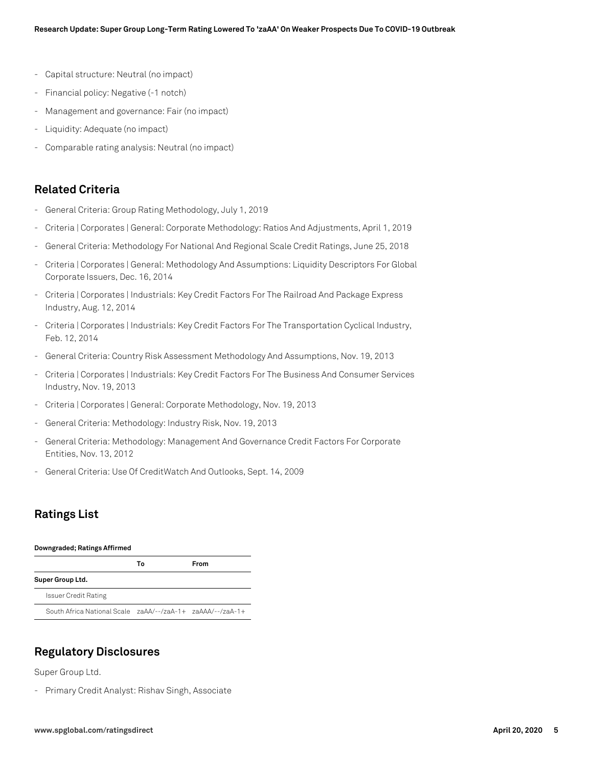- Capital structure: Neutral (no impact)
- Financial policy: Negative (-1 notch)
- Management and governance: Fair (no impact)
- Liquidity: Adequate (no impact)
- Comparable rating analysis: Neutral (no impact)

## Related Criteria

- General Criteria: Group Rating Methodology, July 1, 2019
- Criteria | Corporates | General: Corporate Methodology: Ratios And Adjustments, April 1, 2019
- General Criteria: Methodology For National And Regional Scale Credit Ratings, June 25, 2018
- Criteria | Corporates | General: Methodology And Assumptions: Liquidity Descriptors For Global Corporate Issuers, Dec. 16, 2014
- Criteria | Corporates | Industrials: Key Credit Factors For The Railroad And Package Express Industry, Aug. 12, 2014
- Criteria | Corporates | Industrials: Key Credit Factors For The Transportation Cyclical Industry, Feb. 12, 2014
- General Criteria: Country Risk Assessment Methodology And Assumptions, Nov. 19, 2013
- Criteria | Corporates | Industrials: Key Credit Factors For The Business And Consumer Services Industry, Nov. 19, 2013
- Criteria | Corporates | General: Corporate Methodology, Nov. 19, 2013
- General Criteria: Methodology: Industry Risk, Nov. 19, 2013
- General Criteria: Methodology: Management And Governance Credit Factors For Corporate Entities, Nov. 13, 2012
- General Criteria: Use Of CreditWatch And Outlooks, Sept. 14, 2009

## Ratings List

**Downgraded; Ratings Affirmed**

| | To | From |
|---|---|---|
| **Super Group Ltd.** | | |
| Issuer Credit Rating | | |
| South Africa National Scale | zaAA/--/zaA-1+ | zaAAA/--/zaA-1+ |

## Regulatory Disclosures

Super Group Ltd.

- Primary Credit Analyst: Rishav Singh, Associate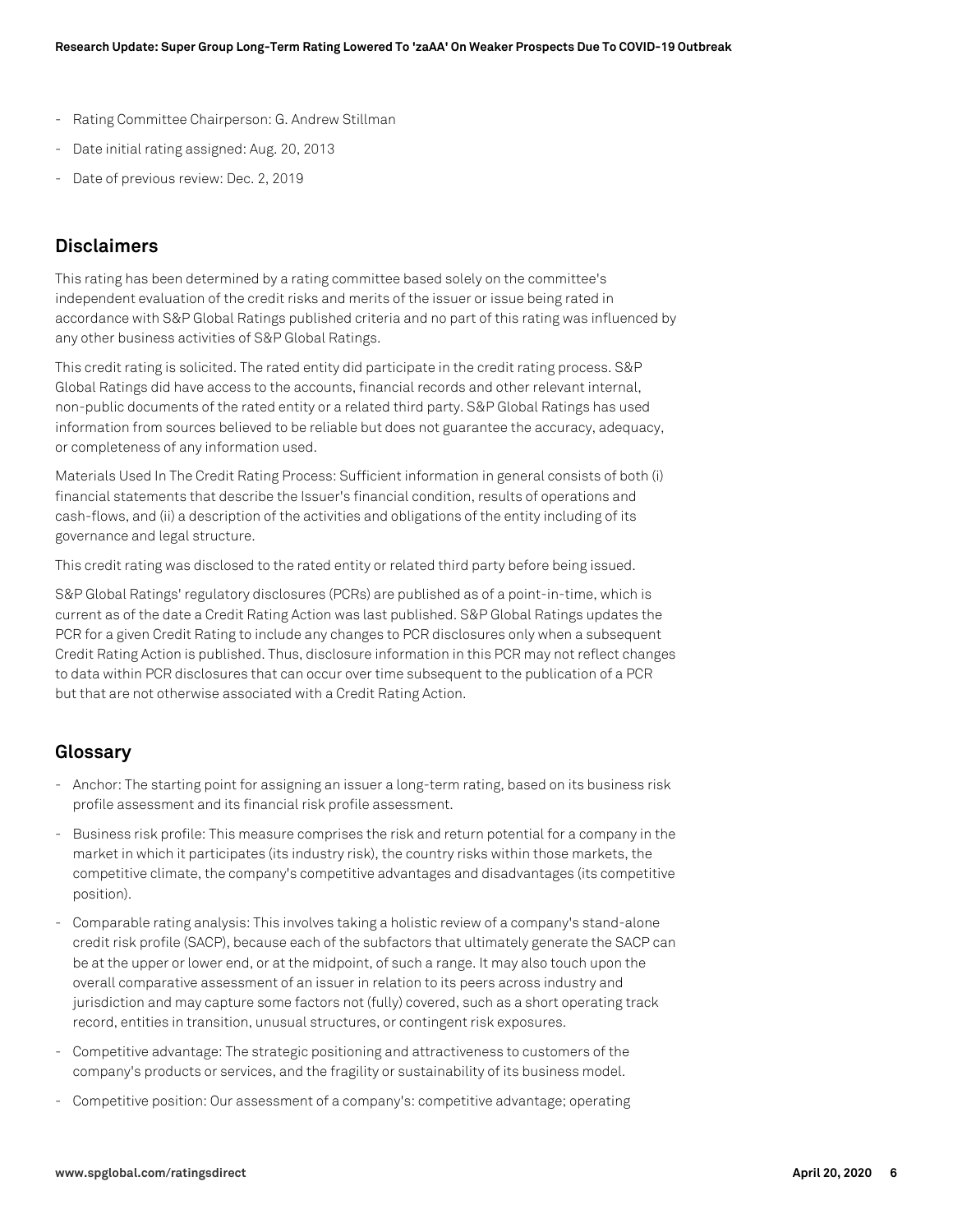- Rating Committee Chairperson: G. Andrew Stillman
- Date initial rating assigned: Aug. 20, 2013
- Date of previous review: Dec. 2, 2019

## Disclaimers

This rating has been determined by a rating committee based solely on the committee's independent evaluation of the credit risks and merits of the issuer or issue being rated in accordance with S&P Global Ratings published criteria and no part of this rating was influenced by any other business activities of S&P Global Ratings.

This credit rating is solicited. The rated entity did participate in the credit rating process. S&P Global Ratings did have access to the accounts, financial records and other relevant internal, non-public documents of the rated entity or a related third party. S&P Global Ratings has used information from sources believed to be reliable but does not guarantee the accuracy, adequacy, or completeness of any information used.

Materials Used In The Credit Rating Process: Sufficient information in general consists of both (i) financial statements that describe the Issuer's financial condition, results of operations and cash-flows, and (ii) a description of the activities and obligations of the entity including of its governance and legal structure.

This credit rating was disclosed to the rated entity or related third party before being issued.

S&P Global Ratings' regulatory disclosures (PCRs) are published as of a point-in-time, which is current as of the date a Credit Rating Action was last published. S&P Global Ratings updates the PCR for a given Credit Rating to include any changes to PCR disclosures only when a subsequent Credit Rating Action is published. Thus, disclosure information in this PCR may not reflect changes to data within PCR disclosures that can occur over time subsequent to the publication of a PCR but that are not otherwise associated with a Credit Rating Action.

## Glossary

- Anchor: The starting point for assigning an issuer a long-term rating, based on its business risk profile assessment and its financial risk profile assessment.
- Business risk profile: This measure comprises the risk and return potential for a company in the market in which it participates (its industry risk), the country risks within those markets, the competitive climate, the company's competitive advantages and disadvantages (its competitive position).
- Comparable rating analysis: This involves taking a holistic review of a company's stand-alone credit risk profile (SACP), because each of the subfactors that ultimately generate the SACP can be at the upper or lower end, or at the midpoint, of such a range. It may also touch upon the overall comparative assessment of an issuer in relation to its peers across industry and jurisdiction and may capture some factors not (fully) covered, such as a short operating track record, entities in transition, unusual structures, or contingent risk exposures.
- Competitive advantage: The strategic positioning and attractiveness to customers of the company's products or services, and the fragility or sustainability of its business model.
- Competitive position: Our assessment of a company's: competitive advantage; operating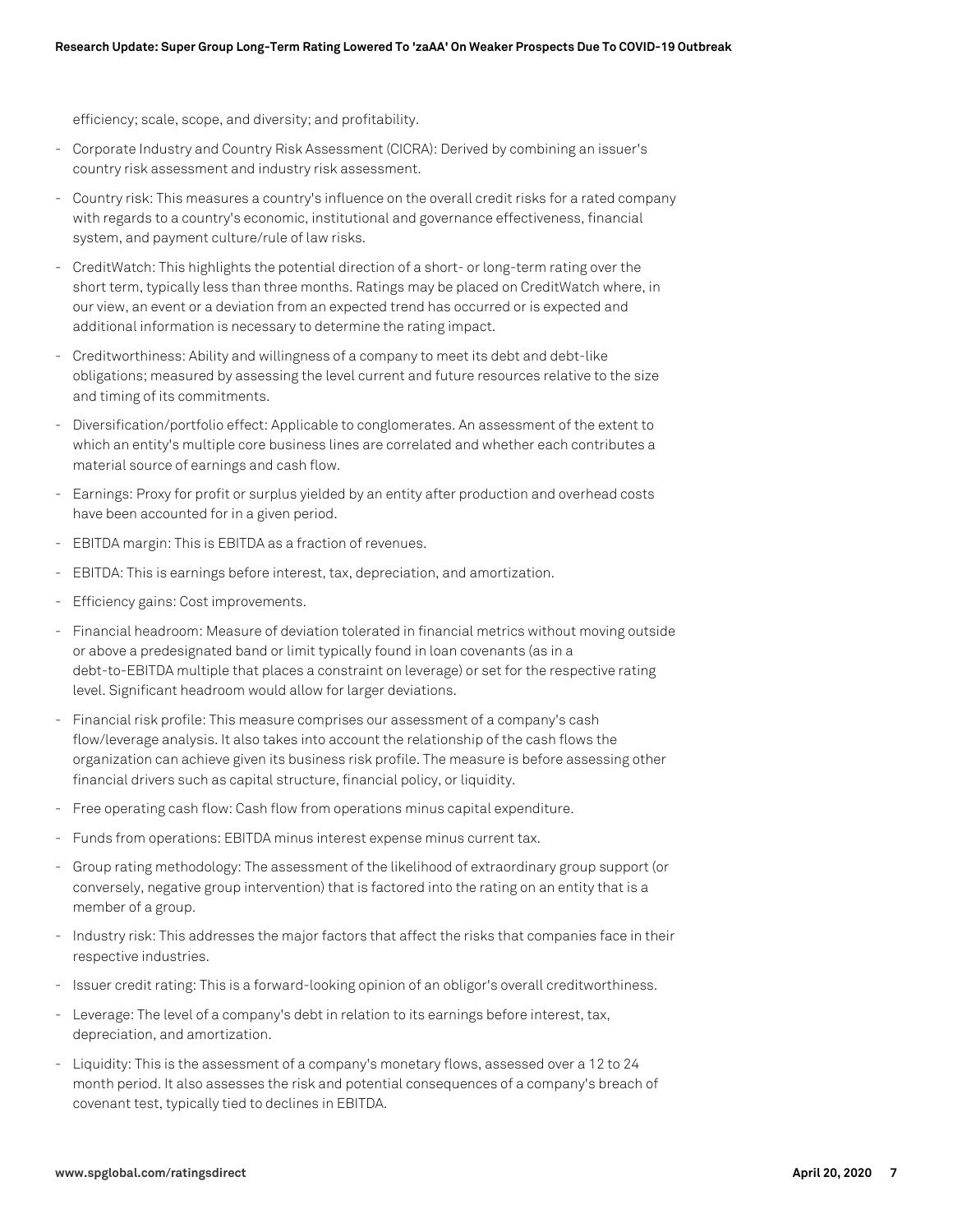efficiency; scale, scope, and diversity; and profitability.

- Corporate Industry and Country Risk Assessment (CICRA): Derived by combining an issuer's country risk assessment and industry risk assessment.
- Country risk: This measures a country's influence on the overall credit risks for a rated company with regards to a country's economic, institutional and governance effectiveness, financial system, and payment culture/rule of law risks.
- CreditWatch: This highlights the potential direction of a short- or long-term rating over the short term, typically less than three months. Ratings may be placed on CreditWatch where, in our view, an event or a deviation from an expected trend has occurred or is expected and additional information is necessary to determine the rating impact.
- Creditworthiness: Ability and willingness of a company to meet its debt and debt-like obligations; measured by assessing the level current and future resources relative to the size and timing of its commitments.
- Diversification/portfolio effect: Applicable to conglomerates. An assessment of the extent to which an entity's multiple core business lines are correlated and whether each contributes a material source of earnings and cash flow.
- Earnings: Proxy for profit or surplus yielded by an entity after production and overhead costs have been accounted for in a given period.
- EBITDA margin: This is EBITDA as a fraction of revenues.
- EBITDA: This is earnings before interest, tax, depreciation, and amortization.
- Efficiency gains: Cost improvements.
- Financial headroom: Measure of deviation tolerated in financial metrics without moving outside or above a predesignated band or limit typically found in loan covenants (as in a debt-to-EBITDA multiple that places a constraint on leverage) or set for the respective rating level. Significant headroom would allow for larger deviations.
- Financial risk profile: This measure comprises our assessment of a company's cash flow/leverage analysis. It also takes into account the relationship of the cash flows the organization can achieve given its business risk profile. The measure is before assessing other financial drivers such as capital structure, financial policy, or liquidity.
- Free operating cash flow: Cash flow from operations minus capital expenditure.
- Funds from operations: EBITDA minus interest expense minus current tax.
- Group rating methodology: The assessment of the likelihood of extraordinary group support (or conversely, negative group intervention) that is factored into the rating on an entity that is a member of a group.
- Industry risk: This addresses the major factors that affect the risks that companies face in their respective industries.
- Issuer credit rating: This is a forward-looking opinion of an obligor's overall creditworthiness.
- Leverage: The level of a company's debt in relation to its earnings before interest, tax, depreciation, and amortization.
- Liquidity: This is the assessment of a company's monetary flows, assessed over a 12 to 24 month period. It also assesses the risk and potential consequences of a company's breach of covenant test, typically tied to declines in EBITDA.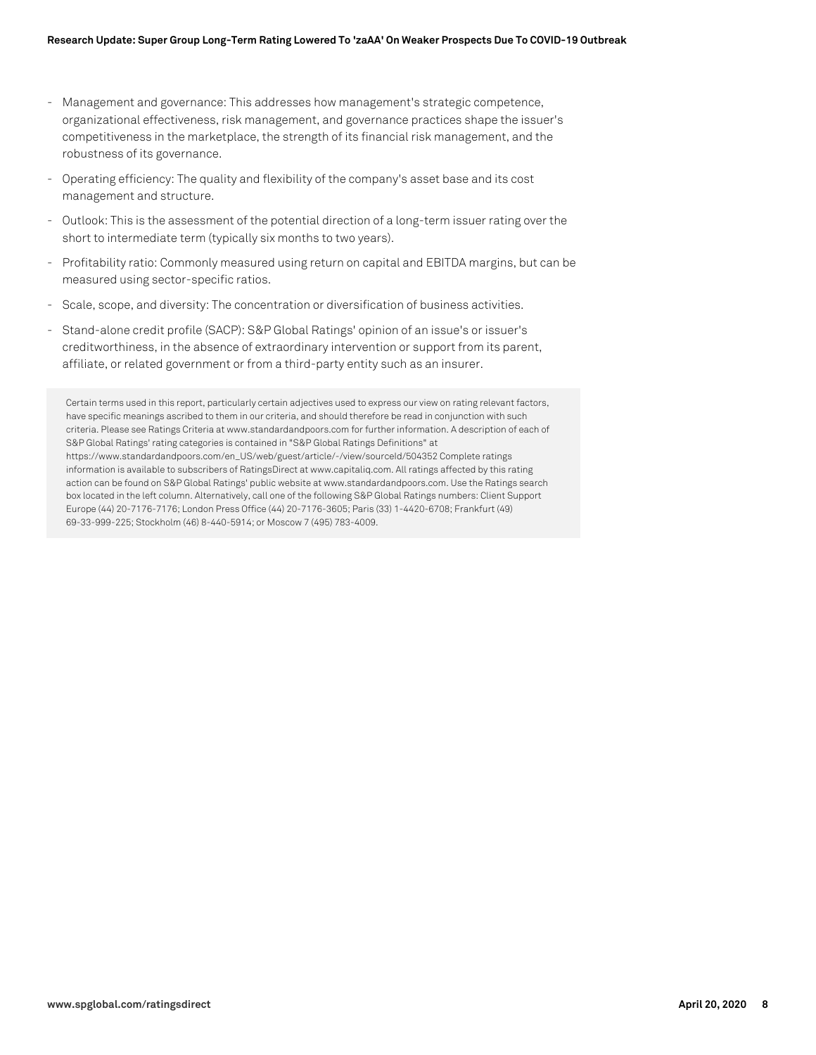- Management and governance: This addresses how management's strategic competence, organizational effectiveness, risk management, and governance practices shape the issuer's competitiveness in the marketplace, the strength of its financial risk management, and the robustness of its governance.
- Operating efficiency: The quality and flexibility of the company's asset base and its cost management and structure.
- Outlook: This is the assessment of the potential direction of a long-term issuer rating over the short to intermediate term (typically six months to two years).
- Profitability ratio: Commonly measured using return on capital and EBITDA margins, but can be measured using sector-specific ratios.
- Scale, scope, and diversity: The concentration or diversification of business activities.
- Stand-alone credit profile (SACP): S&P Global Ratings' opinion of an issue's or issuer's creditworthiness, in the absence of extraordinary intervention or support from its parent, affiliate, or related government or from a third-party entity such as an insurer.

Certain terms used in this report, particularly certain adjectives used to express our view on rating relevant factors, have specific meanings ascribed to them in our criteria, and should therefore be read in conjunction with such criteria. Please see Ratings Criteria at www.standardandpoors.com for further information. A description of each of S&P Global Ratings' rating categories is contained in "S&P Global Ratings Definitions" at https://www.standardandpoors.com/en_US/web/guest/article/-/view/sourceId/504352 Complete ratings information is available to subscribers of RatingsDirect at www.capitaliq.com. All ratings affected by this rating action can be found on S&P Global Ratings' public website at www.standardandpoors.com. Use the Ratings search box located in the left column. Alternatively, call one of the following S&P Global Ratings numbers: Client Support Europe (44) 20-7176-7176; London Press Office (44) 20-7176-3605; Paris (33) 1-4420-6708; Frankfurt (49) 69-33-999-225; Stockholm (46) 8-440-5914; or Moscow 7 (495) 783-4009.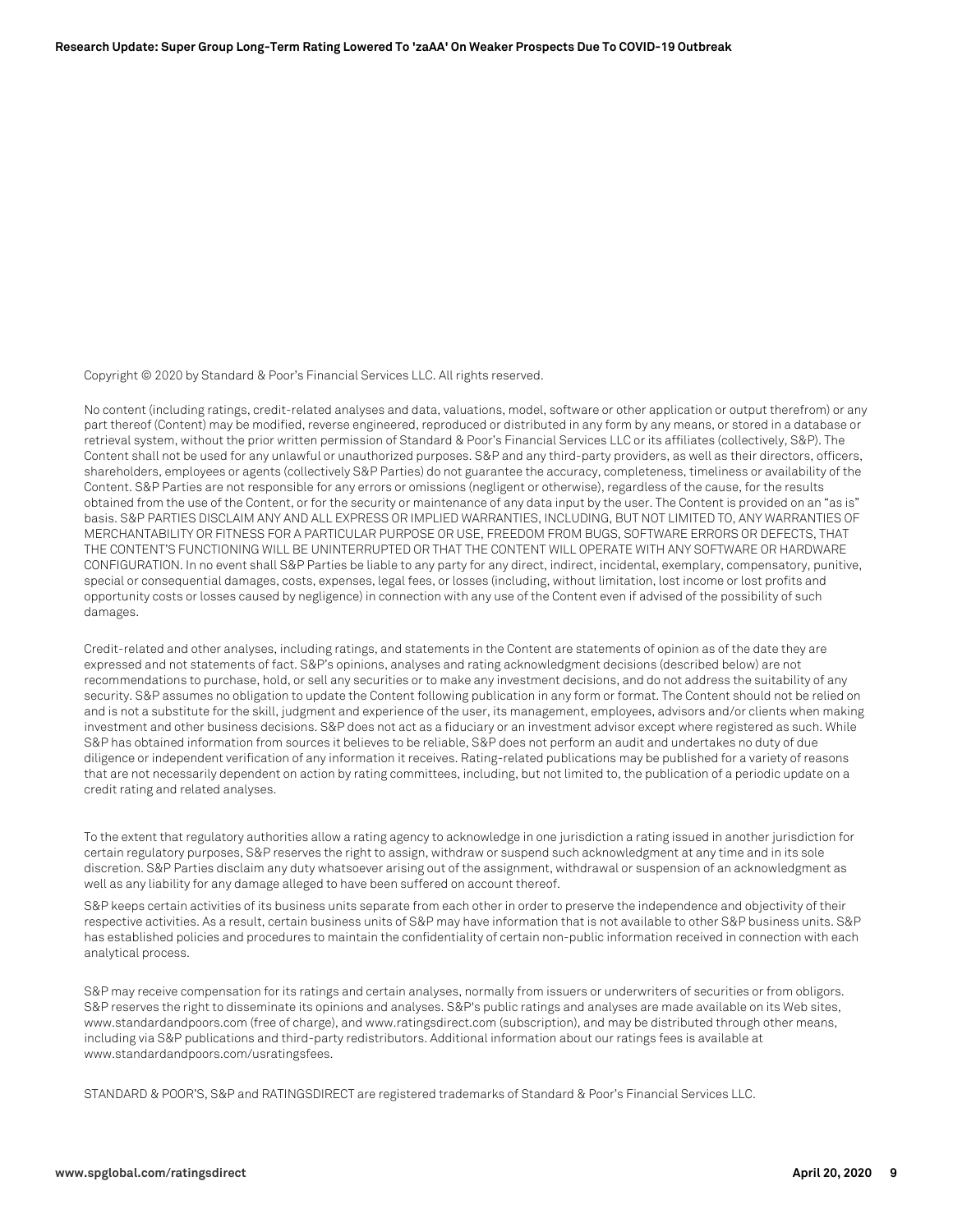Copyright © 2020 by Standard & Poor's Financial Services LLC. All rights reserved.

No content (including ratings, credit-related analyses and data, valuations, model, software or other application or output therefrom) or any part thereof (Content) may be modified, reverse engineered, reproduced or distributed in any form by any means, or stored in a database or retrieval system, without the prior written permission of Standard & Poor's Financial Services LLC or its affiliates (collectively, S&P). The Content shall not be used for any unlawful or unauthorized purposes. S&P and any third-party providers, as well as their directors, officers, shareholders, employees or agents (collectively S&P Parties) do not guarantee the accuracy, completeness, timeliness or availability of the Content. S&P Parties are not responsible for any errors or omissions (negligent or otherwise), regardless of the cause, for the results obtained from the use of the Content, or for the security or maintenance of any data input by the user. The Content is provided on an "as is" basis. S&P PARTIES DISCLAIM ANY AND ALL EXPRESS OR IMPLIED WARRANTIES, INCLUDING, BUT NOT LIMITED TO, ANY WARRANTIES OF MERCHANTABILITY OR FITNESS FOR A PARTICULAR PURPOSE OR USE, FREEDOM FROM BUGS, SOFTWARE ERRORS OR DEFECTS, THAT THE CONTENT'S FUNCTIONING WILL BE UNINTERRUPTED OR THAT THE CONTENT WILL OPERATE WITH ANY SOFTWARE OR HARDWARE CONFIGURATION. In no event shall S&P Parties be liable to any party for any direct, indirect, incidental, exemplary, compensatory, punitive, special or consequential damages, costs, expenses, legal fees, or losses (including, without limitation, lost income or lost profits and opportunity costs or losses caused by negligence) in connection with any use of the Content even if advised of the possibility of such damages.

Credit-related and other analyses, including ratings, and statements in the Content are statements of opinion as of the date they are expressed and not statements of fact. S&P's opinions, analyses and rating acknowledgment decisions (described below) are not recommendations to purchase, hold, or sell any securities or to make any investment decisions, and do not address the suitability of any security. S&P assumes no obligation to update the Content following publication in any form or format. The Content should not be relied on and is not a substitute for the skill, judgment and experience of the user, its management, employees, advisors and/or clients when making investment and other business decisions. S&P does not act as a fiduciary or an investment advisor except where registered as such. While S&P has obtained information from sources it believes to be reliable, S&P does not perform an audit and undertakes no duty of due diligence or independent verification of any information it receives. Rating-related publications may be published for a variety of reasons that are not necessarily dependent on action by rating committees, including, but not limited to, the publication of a periodic update on a credit rating and related analyses.

To the extent that regulatory authorities allow a rating agency to acknowledge in one jurisdiction a rating issued in another jurisdiction for certain regulatory purposes, S&P reserves the right to assign, withdraw or suspend such acknowledgment at any time and in its sole discretion. S&P Parties disclaim any duty whatsoever arising out of the assignment, withdrawal or suspension of an acknowledgment as well as any liability for any damage alleged to have been suffered on account thereof.

S&P keeps certain activities of its business units separate from each other in order to preserve the independence and objectivity of their respective activities. As a result, certain business units of S&P may have information that is not available to other S&P business units. S&P has established policies and procedures to maintain the confidentiality of certain non-public information received in connection with each analytical process.

S&P may receive compensation for its ratings and certain analyses, normally from issuers or underwriters of securities or from obligors. S&P reserves the right to disseminate its opinions and analyses. S&P's public ratings and analyses are made available on its Web sites, www.standardandpoors.com (free of charge), and www.ratingsdirect.com (subscription), and may be distributed through other means, including via S&P publications and third-party redistributors. Additional information about our ratings fees is available at www.standardandpoors.com/usratingsfees.

STANDARD & POOR'S, S&P and RATINGSDIRECT are registered trademarks of Standard & Poor's Financial Services LLC.